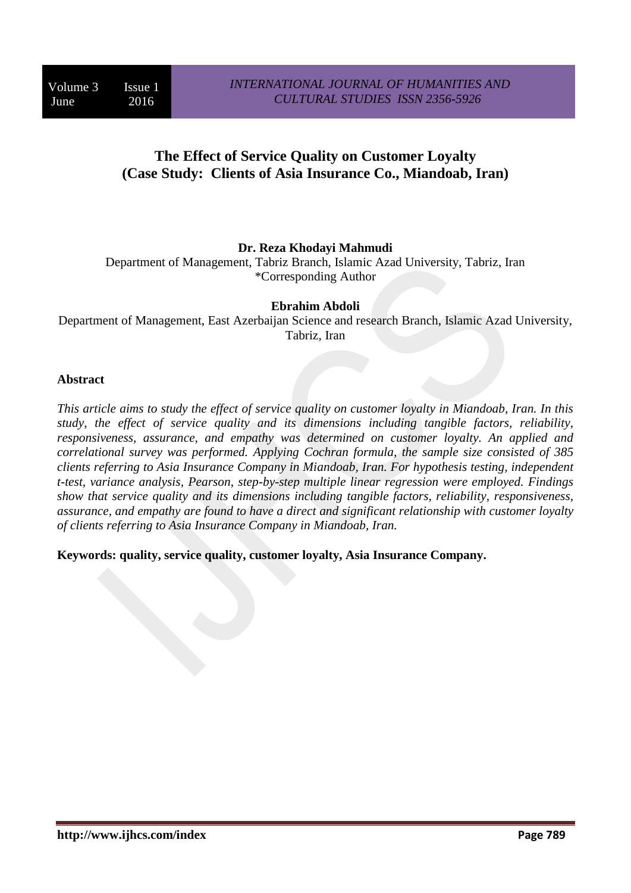# The Effect of Service Quality on Customer Loyalty (Case Study: Clients of Asia Insurance Co., Miandoab, Iran)

**Dr. Reza Khodayi Mahmudi**

Department of Management, Tabriz Branch, Islamic Azad University, Tabriz, Iran

*Corresponding Author

**Ebrahim Abdoli**

Department of Management, East Azerbaijan Science and research Branch, Islamic Azad University, Tabriz, Iran

## Abstract

*This article aims to study the effect of service quality on customer loyalty in Miandoab, Iran. In this study, the effect of service quality and its dimensions including tangible factors, reliability, responsiveness, assurance, and empathy was determined on customer loyalty. An applied and correlational survey was performed. Applying Cochran formula, the sample size consisted of 385 clients referring to Asia Insurance Company in Miandoab, Iran. For hypothesis testing, independent t-test, variance analysis, Pearson, step-by-step multiple linear regression were employed. Findings show that service quality and its dimensions including tangible factors, reliability, responsiveness, assurance, and empathy are found to have a direct and significant relationship with customer loyalty of clients referring to Asia Insurance Company in Miandoab, Iran.*

**Keywords: quality, service quality, customer loyalty, Asia Insurance Company.**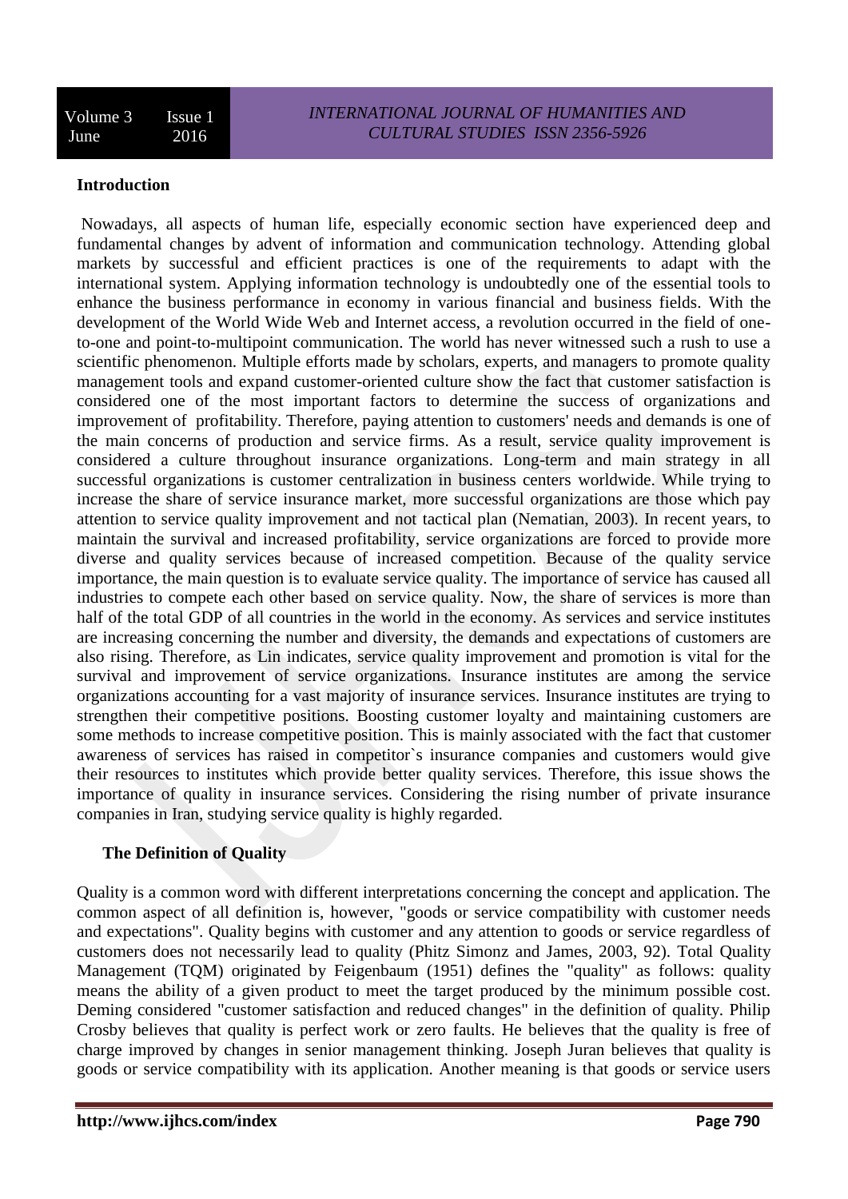## Introduction

Nowadays, all aspects of human life, especially economic section have experienced deep and fundamental changes by advent of information and communication technology. Attending global markets by successful and efficient practices is one of the requirements to adapt with the international system. Applying information technology is undoubtedly one of the essential tools to enhance the business performance in economy in various financial and business fields. With the development of the World Wide Web and Internet access, a revolution occurred in the field of one-to-one and point-to-multipoint communication. The world has never witnessed such a rush to use a scientific phenomenon. Multiple efforts made by scholars, experts, and managers to promote quality management tools and expand customer-oriented culture show the fact that customer satisfaction is considered one of the most important factors to determine the success of organizations and improvement of profitability. Therefore, paying attention to customers' needs and demands is one of the main concerns of production and service firms. As a result, service quality improvement is considered a culture throughout insurance organizations. Long-term and main strategy in all successful organizations is customer centralization in business centers worldwide. While trying to increase the share of service insurance market, more successful organizations are those which pay attention to service quality improvement and not tactical plan (Nematian, 2003). In recent years, to maintain the survival and increased profitability, service organizations are forced to provide more diverse and quality services because of increased competition. Because of the quality service importance, the main question is to evaluate service quality. The importance of service has caused all industries to compete each other based on service quality. Now, the share of services is more than half of the total GDP of all countries in the world in the economy. As services and service institutes are increasing concerning the number and diversity, the demands and expectations of customers are also rising. Therefore, as Lin indicates, service quality improvement and promotion is vital for the survival and improvement of service organizations. Insurance institutes are among the service organizations accounting for a vast majority of insurance services. Insurance institutes are trying to strengthen their competitive positions. Boosting customer loyalty and maintaining customers are some methods to increase competitive position. This is mainly associated with the fact that customer awareness of services has raised in competitor`s insurance companies and customers would give their resources to institutes which provide better quality services. Therefore, this issue shows the importance of quality in insurance services. Considering the rising number of private insurance companies in Iran, studying service quality is highly regarded.

## The Definition of Quality

Quality is a common word with different interpretations concerning the concept and application. The common aspect of all definition is, however, "goods or service compatibility with customer needs and expectations". Quality begins with customer and any attention to goods or service regardless of customers does not necessarily lead to quality (Phitz Simonz and James, 2003, 92). Total Quality Management (TQM) originated by Feigenbaum (1951) defines the "quality" as follows: quality means the ability of a given product to meet the target produced by the minimum possible cost. Deming considered "customer satisfaction and reduced changes" in the definition of quality. Philip Crosby believes that quality is perfect work or zero faults. He believes that the quality is free of charge improved by changes in senior management thinking. Joseph Juran believes that quality is goods or service compatibility with its application. Another meaning is that goods or service users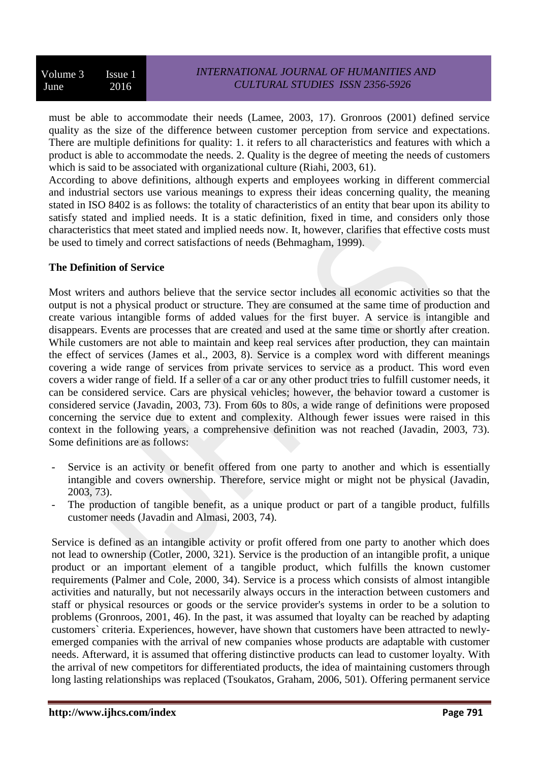must be able to accommodate their needs (Lamee, 2003, 17). Gronroos (2001) defined service quality as the size of the difference between customer perception from service and expectations. There are multiple definitions for quality: 1. it refers to all characteristics and features with which a product is able to accommodate the needs. 2. Quality is the degree of meeting the needs of customers which is said to be associated with organizational culture (Riahi, 2003, 61).

According to above definitions, although experts and employees working in different commercial and industrial sectors use various meanings to express their ideas concerning quality, the meaning stated in ISO 8402 is as follows: the totality of characteristics of an entity that bear upon its ability to satisfy stated and implied needs. It is a static definition, fixed in time, and considers only those characteristics that meet stated and implied needs now. It, however, clarifies that effective costs must be used to timely and correct satisfactions of needs (Behmagham, 1999).

**The Definition of Service**

Most writers and authors believe that the service sector includes all economic activities so that the output is not a physical product or structure. They are consumed at the same time of production and create various intangible forms of added values for the first buyer. A service is intangible and disappears. Events are processes that are created and used at the same time or shortly after creation. While customers are not able to maintain and keep real services after production, they can maintain the effect of services (James et al., 2003, 8). Service is a complex word with different meanings covering a wide range of services from private services to service as a product. This word even covers a wider range of field. If a seller of a car or any other product tries to fulfill customer needs, it can be considered service. Cars are physical vehicles; however, the behavior toward a customer is considered service (Javadin, 2003, 73). From 60s to 80s, a wide range of definitions were proposed concerning the service due to extent and complexity. Although fewer issues were raised in this context in the following years, a comprehensive definition was not reached (Javadin, 2003, 73). Some definitions are as follows:

- Service is an activity or benefit offered from one party to another and which is essentially intangible and covers ownership. Therefore, service might or might not be physical (Javadin, 2003, 73).
- The production of tangible benefit, as a unique product or part of a tangible product, fulfills customer needs (Javadin and Almasi, 2003, 74).

Service is defined as an intangible activity or profit offered from one party to another which does not lead to ownership (Cotler, 2000, 321). Service is the production of an intangible profit, a unique product or an important element of a tangible product, which fulfills the known customer requirements (Palmer and Cole, 2000, 34). Service is a process which consists of almost intangible activities and naturally, but not necessarily always occurs in the interaction between customers and staff or physical resources or goods or the service provider's systems in order to be a solution to problems (Gronroos, 2001, 46). In the past, it was assumed that loyalty can be reached by adapting customers` criteria. Experiences, however, have shown that customers have been attracted to newly-emerged companies with the arrival of new companies whose products are adaptable with customer needs. Afterward, it is assumed that offering distinctive products can lead to customer loyalty. With the arrival of new competitors for differentiated products, the idea of maintaining customers through long lasting relationships was replaced (Tsoukatos, Graham, 2006, 501). Offering permanent service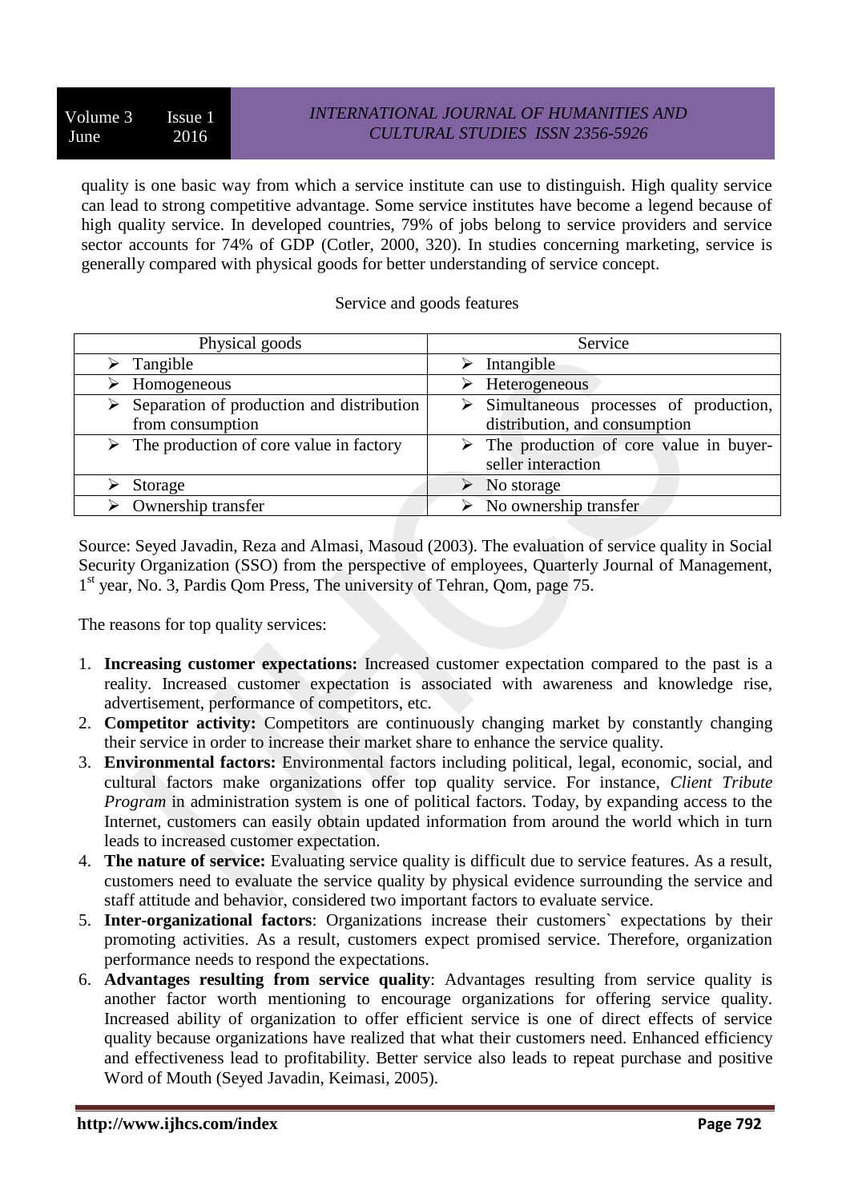quality is one basic way from which a service institute can use to distinguish. High quality service can lead to strong competitive advantage. Some service institutes have become a legend because of high quality service. In developed countries, 79% of jobs belong to service providers and service sector accounts for 74% of GDP (Cotler, 2000, 320). In studies concerning marketing, service is generally compared with physical goods for better understanding of service concept.

Service and goods features

| Physical goods | Service |
|---|---|
| ➢ Tangible | ➢ Intangible |
| ➢ Homogeneous | ➢ Heterogeneous |
| ➢ Separation of production and distribution from consumption | ➢ Simultaneous processes of production, distribution, and consumption |
| ➢ The production of core value in factory | ➢ The production of core value in buyer-seller interaction |
| ➢ Storage | ➢ No storage |
| ➢ Ownership transfer | ➢ No ownership transfer |

Source: Seyed Javadin, Reza and Almasi, Masoud (2003). The evaluation of service quality in Social Security Organization (SSO) from the perspective of employees, Quarterly Journal of Management, 1st year, No. 3, Pardis Qom Press, The university of Tehran, Qom, page 75.

The reasons for top quality services:

1. **Increasing customer expectations:** Increased customer expectation compared to the past is a reality. Increased customer expectation is associated with awareness and knowledge rise, advertisement, performance of competitors, etc.
2. **Competitor activity:** Competitors are continuously changing market by constantly changing their service in order to increase their market share to enhance the service quality.
3. **Environmental factors:** Environmental factors including political, legal, economic, social, and cultural factors make organizations offer top quality service. For instance, *Client Tribute Program* in administration system is one of political factors. Today, by expanding access to the Internet, customers can easily obtain updated information from around the world which in turn leads to increased customer expectation.
4. **The nature of service:** Evaluating service quality is difficult due to service features. As a result, customers need to evaluate the service quality by physical evidence surrounding the service and staff attitude and behavior, considered two important factors to evaluate service.
5. **Inter-organizational factors**: Organizations increase their customers` expectations by their promoting activities. As a result, customers expect promised service. Therefore, organization performance needs to respond the expectations.
6. **Advantages resulting from service quality**: Advantages resulting from service quality is another factor worth mentioning to encourage organizations for offering service quality. Increased ability of organization to offer efficient service is one of direct effects of service quality because organizations have realized that what their customers need. Enhanced efficiency and effectiveness lead to profitability. Better service also leads to repeat purchase and positive Word of Mouth (Seyed Javadin, Keimasi, 2005).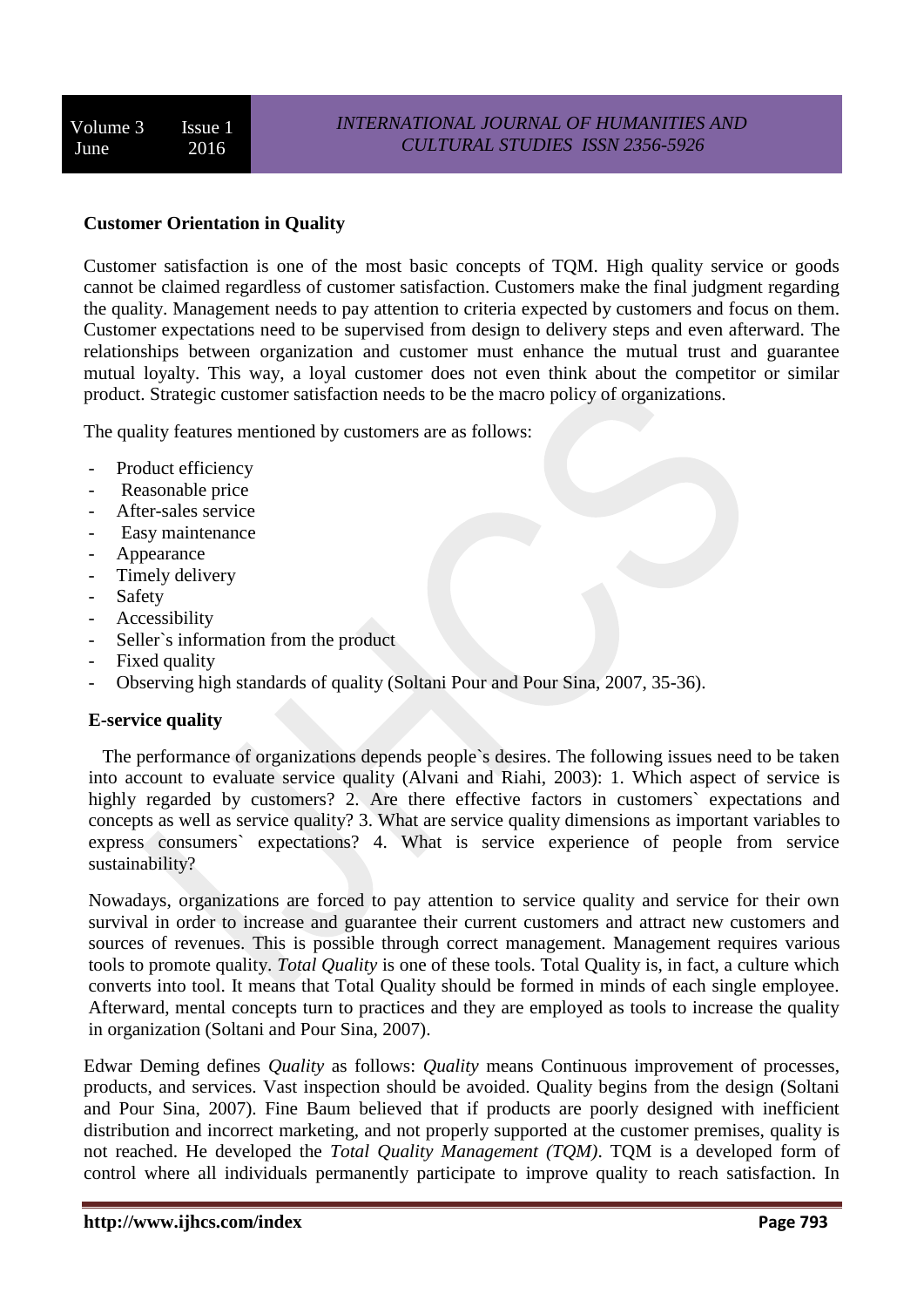**Customer Orientation in Quality**

Customer satisfaction is one of the most basic concepts of TQM. High quality service or goods cannot be claimed regardless of customer satisfaction. Customers make the final judgment regarding the quality. Management needs to pay attention to criteria expected by customers and focus on them. Customer expectations need to be supervised from design to delivery steps and even afterward. The relationships between organization and customer must enhance the mutual trust and guarantee mutual loyalty. This way, a loyal customer does not even think about the competitor or similar product. Strategic customer satisfaction needs to be the macro policy of organizations.

The quality features mentioned by customers are as follows:

- Product efficiency
- Reasonable price
- After-sales service
- Easy maintenance
- Appearance
- Timely delivery
- Safety
- Accessibility
- Seller`s information from the product
- Fixed quality
- Observing high standards of quality (Soltani Pour and Pour Sina, 2007, 35-36).

**E-service quality**

The performance of organizations depends people`s desires. The following issues need to be taken into account to evaluate service quality (Alvani and Riahi, 2003): 1. Which aspect of service is highly regarded by customers? 2. Are there effective factors in customers` expectations and concepts as well as service quality? 3. What are service quality dimensions as important variables to express consumers` expectations? 4. What is service experience of people from service sustainability?

Nowadays, organizations are forced to pay attention to service quality and service for their own survival in order to increase and guarantee their current customers and attract new customers and sources of revenues. This is possible through correct management. Management requires various tools to promote quality. *Total Quality* is one of these tools. Total Quality is, in fact, a culture which converts into tool. It means that Total Quality should be formed in minds of each single employee. Afterward, mental concepts turn to practices and they are employed as tools to increase the quality in organization (Soltani and Pour Sina, 2007).

Edwar Deming defines *Quality* as follows: *Quality* means Continuous improvement of processes, products, and services. Vast inspection should be avoided. Quality begins from the design (Soltani and Pour Sina, 2007). Fine Baum believed that if products are poorly designed with inefficient distribution and incorrect marketing, and not properly supported at the customer premises, quality is not reached. He developed the *Total Quality Management (TQM)*. TQM is a developed form of control where all individuals permanently participate to improve quality to reach satisfaction. In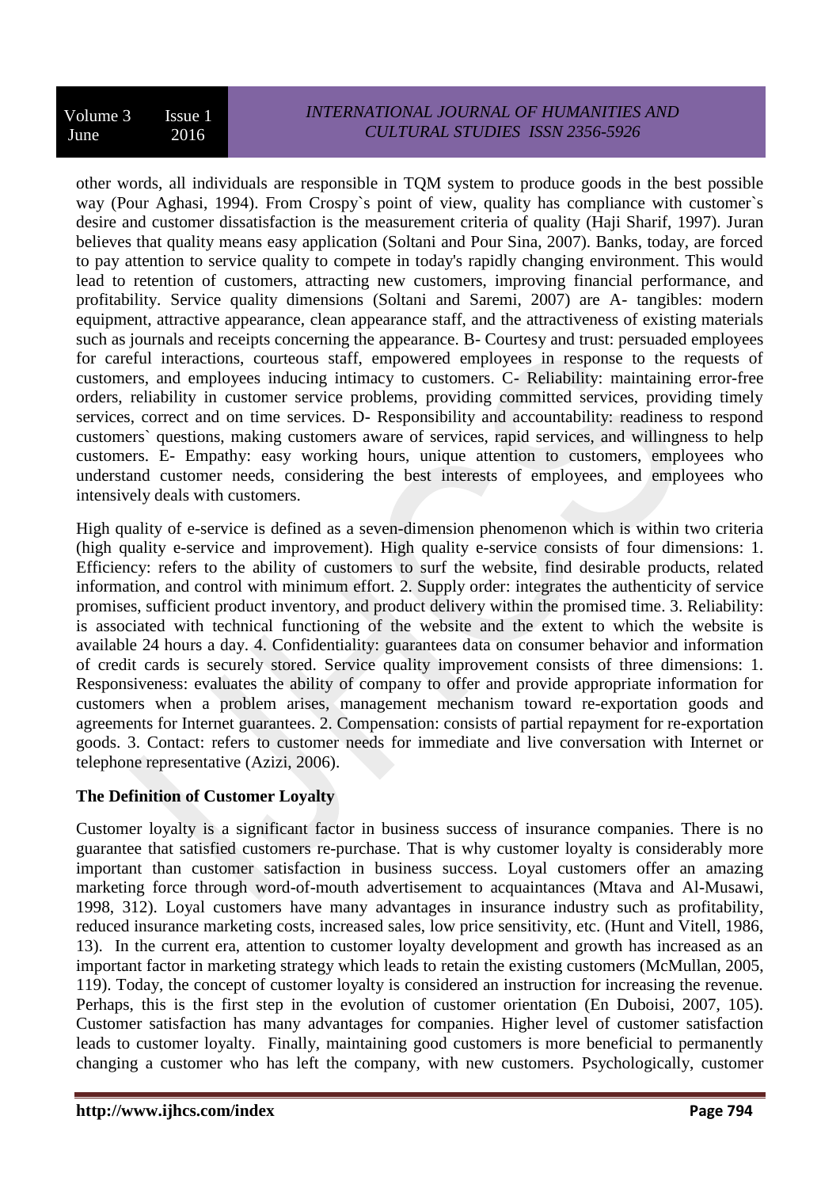other words, all individuals are responsible in TQM system to produce goods in the best possible way (Pour Aghasi, 1994). From Crospy`s point of view, quality has compliance with customer`s desire and customer dissatisfaction is the measurement criteria of quality (Haji Sharif, 1997). Juran believes that quality means easy application (Soltani and Pour Sina, 2007). Banks, today, are forced to pay attention to service quality to compete in today's rapidly changing environment. This would lead to retention of customers, attracting new customers, improving financial performance, and profitability. Service quality dimensions (Soltani and Saremi, 2007) are A- tangibles: modern equipment, attractive appearance, clean appearance staff, and the attractiveness of existing materials such as journals and receipts concerning the appearance. B- Courtesy and trust: persuaded employees for careful interactions, courteous staff, empowered employees in response to the requests of customers, and employees inducing intimacy to customers. C- Reliability: maintaining error-free orders, reliability in customer service problems, providing committed services, providing timely services, correct and on time services. D- Responsibility and accountability: readiness to respond customers` questions, making customers aware of services, rapid services, and willingness to help customers. E- Empathy: easy working hours, unique attention to customers, employees who understand customer needs, considering the best interests of employees, and employees who intensively deals with customers.

High quality of e-service is defined as a seven-dimension phenomenon which is within two criteria (high quality e-service and improvement). High quality e-service consists of four dimensions: 1. Efficiency: refers to the ability of customers to surf the website, find desirable products, related information, and control with minimum effort. 2. Supply order: integrates the authenticity of service promises, sufficient product inventory, and product delivery within the promised time. 3. Reliability: is associated with technical functioning of the website and the extent to which the website is available 24 hours a day. 4. Confidentiality: guarantees data on consumer behavior and information of credit cards is securely stored. Service quality improvement consists of three dimensions: 1. Responsiveness: evaluates the ability of company to offer and provide appropriate information for customers when a problem arises, management mechanism toward re-exportation goods and agreements for Internet guarantees. 2. Compensation: consists of partial repayment for re-exportation goods. 3. Contact: refers to customer needs for immediate and live conversation with Internet or telephone representative (Azizi, 2006).

**The Definition of Customer Loyalty**

Customer loyalty is a significant factor in business success of insurance companies. There is no guarantee that satisfied customers re-purchase. That is why customer loyalty is considerably more important than customer satisfaction in business success. Loyal customers offer an amazing marketing force through word-of-mouth advertisement to acquaintances (Mtava and Al-Musawi, 1998, 312). Loyal customers have many advantages in insurance industry such as profitability, reduced insurance marketing costs, increased sales, low price sensitivity, etc. (Hunt and Vitell, 1986, 13). In the current era, attention to customer loyalty development and growth has increased as an important factor in marketing strategy which leads to retain the existing customers (McMullan, 2005, 119). Today, the concept of customer loyalty is considered an instruction for increasing the revenue. Perhaps, this is the first step in the evolution of customer orientation (En Duboisi, 2007, 105). Customer satisfaction has many advantages for companies. Higher level of customer satisfaction leads to customer loyalty. Finally, maintaining good customers is more beneficial to permanently changing a customer who has left the company, with new customers. Psychologically, customer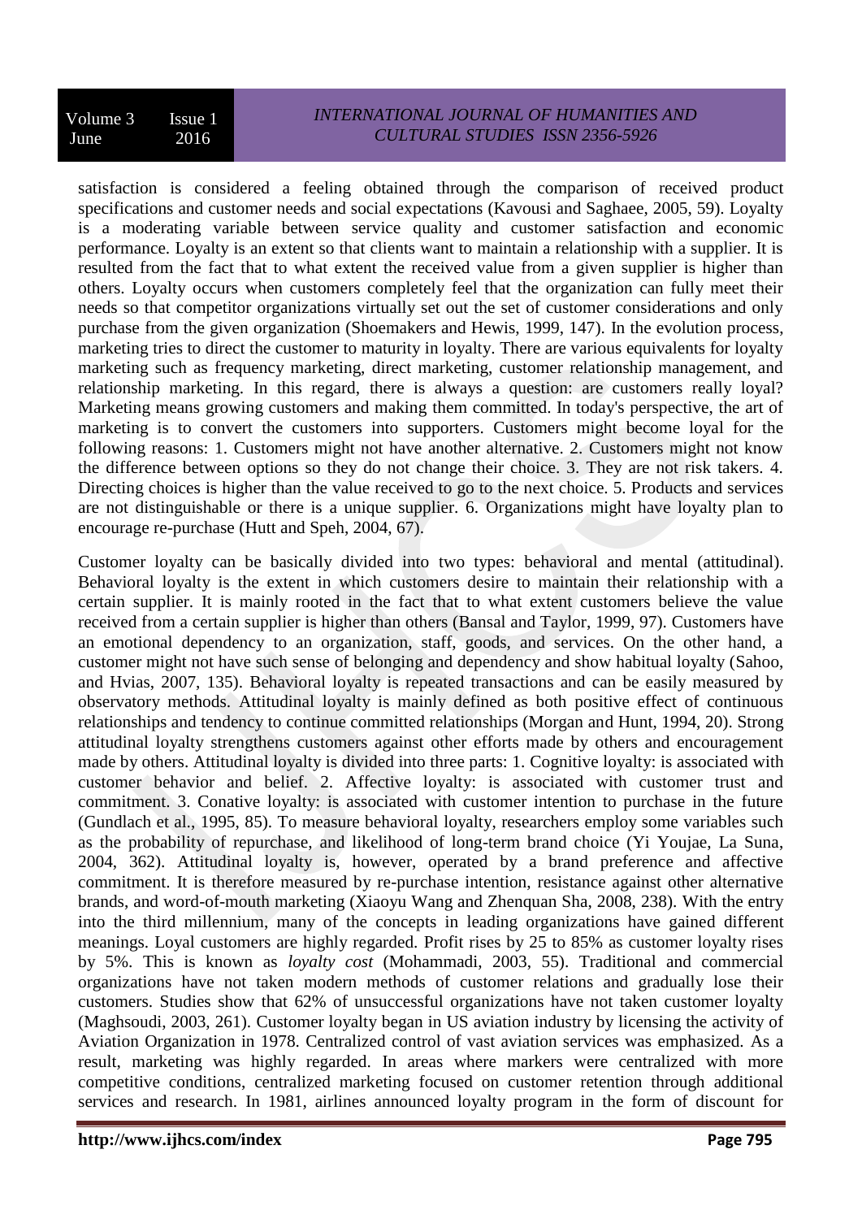satisfaction is considered a feeling obtained through the comparison of received product specifications and customer needs and social expectations (Kavousi and Saghaee, 2005, 59). Loyalty is a moderating variable between service quality and customer satisfaction and economic performance. Loyalty is an extent so that clients want to maintain a relationship with a supplier. It is resulted from the fact that to what extent the received value from a given supplier is higher than others. Loyalty occurs when customers completely feel that the organization can fully meet their needs so that competitor organizations virtually set out the set of customer considerations and only purchase from the given organization (Shoemakers and Hewis, 1999, 147). In the evolution process, marketing tries to direct the customer to maturity in loyalty. There are various equivalents for loyalty marketing such as frequency marketing, direct marketing, customer relationship management, and relationship marketing. In this regard, there is always a question: are customers really loyal? Marketing means growing customers and making them committed. In today's perspective, the art of marketing is to convert the customers into supporters. Customers might become loyal for the following reasons: 1. Customers might not have another alternative. 2. Customers might not know the difference between options so they do not change their choice. 3. They are not risk takers. 4. Directing choices is higher than the value received to go to the next choice. 5. Products and services are not distinguishable or there is a unique supplier. 6. Organizations might have loyalty plan to encourage re-purchase (Hutt and Speh, 2004, 67).

Customer loyalty can be basically divided into two types: behavioral and mental (attitudinal). Behavioral loyalty is the extent in which customers desire to maintain their relationship with a certain supplier. It is mainly rooted in the fact that to what extent customers believe the value received from a certain supplier is higher than others (Bansal and Taylor, 1999, 97). Customers have an emotional dependency to an organization, staff, goods, and services. On the other hand, a customer might not have such sense of belonging and dependency and show habitual loyalty (Sahoo, and Hvias, 2007, 135). Behavioral loyalty is repeated transactions and can be easily measured by observatory methods. Attitudinal loyalty is mainly defined as both positive effect of continuous relationships and tendency to continue committed relationships (Morgan and Hunt, 1994, 20). Strong attitudinal loyalty strengthens customers against other efforts made by others and encouragement made by others. Attitudinal loyalty is divided into three parts: 1. Cognitive loyalty: is associated with customer behavior and belief. 2. Affective loyalty: is associated with customer trust and commitment. 3. Conative loyalty: is associated with customer intention to purchase in the future (Gundlach et al., 1995, 85). To measure behavioral loyalty, researchers employ some variables such as the probability of repurchase, and likelihood of long-term brand choice (Yi Youjae, La Suna, 2004, 362). Attitudinal loyalty is, however, operated by a brand preference and affective commitment. It is therefore measured by re-purchase intention, resistance against other alternative brands, and word-of-mouth marketing (Xiaoyu Wang and Zhenquan Sha, 2008, 238). With the entry into the third millennium, many of the concepts in leading organizations have gained different meanings. Loyal customers are highly regarded. Profit rises by 25 to 85% as customer loyalty rises by 5%. This is known as *loyalty cost* (Mohammadi, 2003, 55). Traditional and commercial organizations have not taken modern methods of customer relations and gradually lose their customers. Studies show that 62% of unsuccessful organizations have not taken customer loyalty (Maghsoudi, 2003, 261). Customer loyalty began in US aviation industry by licensing the activity of Aviation Organization in 1978. Centralized control of vast aviation services was emphasized. As a result, marketing was highly regarded. In areas where markers were centralized with more competitive conditions, centralized marketing focused on customer retention through additional services and research. In 1981, airlines announced loyalty program in the form of discount for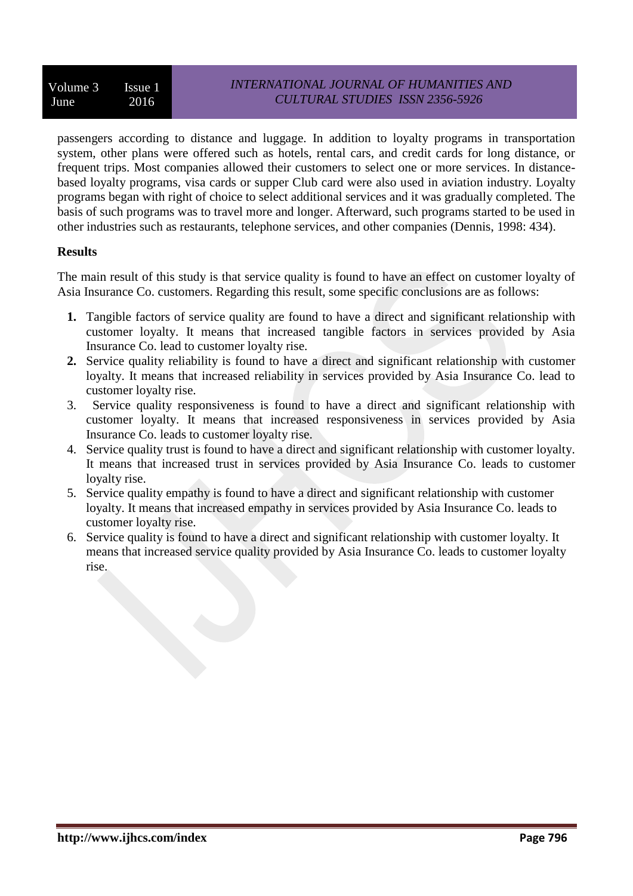passengers according to distance and luggage. In addition to loyalty programs in transportation system, other plans were offered such as hotels, rental cars, and credit cards for long distance, or frequent trips. Most companies allowed their customers to select one or more services. In distance-based loyalty programs, visa cards or supper Club card were also used in aviation industry. Loyalty programs began with right of choice to select additional services and it was gradually completed. The basis of such programs was to travel more and longer. Afterward, such programs started to be used in other industries such as restaurants, telephone services, and other companies (Dennis, 1998: 434).

**Results**

The main result of this study is that service quality is found to have an effect on customer loyalty of Asia Insurance Co. customers. Regarding this result, some specific conclusions are as follows:

1. Tangible factors of service quality are found to have a direct and significant relationship with customer loyalty. It means that increased tangible factors in services provided by Asia Insurance Co. lead to customer loyalty rise.
2. Service quality reliability is found to have a direct and significant relationship with customer loyalty. It means that increased reliability in services provided by Asia Insurance Co. lead to customer loyalty rise.
3. Service quality responsiveness is found to have a direct and significant relationship with customer loyalty. It means that increased responsiveness in services provided by Asia Insurance Co. leads to customer loyalty rise.
4. Service quality trust is found to have a direct and significant relationship with customer loyalty. It means that increased trust in services provided by Asia Insurance Co. leads to customer loyalty rise.
5. Service quality empathy is found to have a direct and significant relationship with customer loyalty. It means that increased empathy in services provided by Asia Insurance Co. leads to customer loyalty rise.
6. Service quality is found to have a direct and significant relationship with customer loyalty. It means that increased service quality provided by Asia Insurance Co. leads to customer loyalty rise.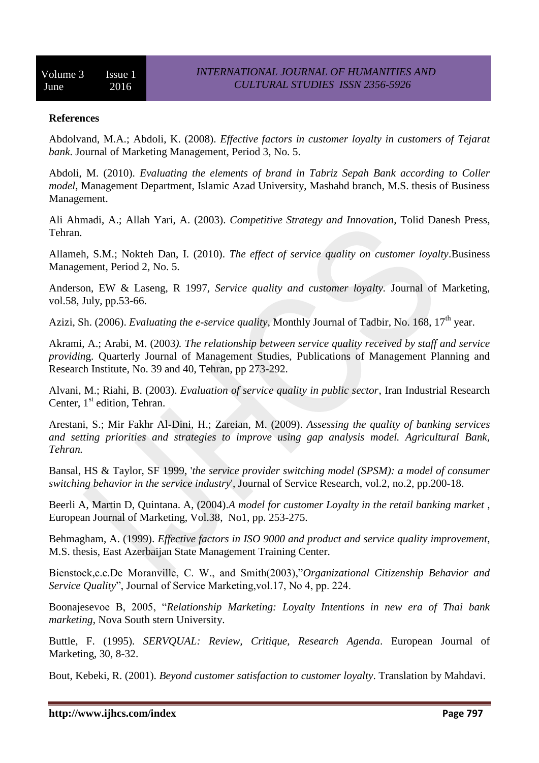**References**

Abdolvand, M.A.; Abdoli, K. (2008). *Effective factors in customer loyalty in customers of Tejarat bank*. Journal of Marketing Management, Period 3, No. 5.

Abdoli, M. (2010). *Evaluating the elements of brand in Tabriz Sepah Bank according to Coller model*, Management Department, Islamic Azad University, Mashahd branch, M.S. thesis of Business Management.

Ali Ahmadi, A.; Allah Yari, A. (2003). *Competitive Strategy and Innovation*, Tolid Danesh Press, Tehran.

Allameh, S.M.; Nokteh Dan, I. (2010). *The effect of service quality on customer loyalty*.Business Management, Period 2, No. 5.

Anderson, EW & Laseng, R 1997, *Service quality and customer loyalty*. Journal of Marketing, vol.58, July, pp.53-66.

Azizi, Sh. (2006). *Evaluating the e-service quality*, Monthly Journal of Tadbir, No. 168, 17th year.

Akrami, A.; Arabi, M. (2003*). The relationship between service quality received by staff and service providin*g. Quarterly Journal of Management Studies, Publications of Management Planning and Research Institute, No. 39 and 40, Tehran, pp 273-292.

Alvani, M.; Riahi, B. (2003). *Evaluation of service quality in public sector*, Iran Industrial Research Center, 1st edition, Tehran.

Arestani, S.; Mir Fakhr Al-Dini, H.; Zareian, M. (2009). *Assessing the quality of banking services and setting priorities and strategies to improve using gap analysis model. Agricultural Bank, Tehran.*

Bansal, HS & Taylor, SF 1999, '*the service provider switching model (SPSM): a model of consumer switching behavior in the service industry*', Journal of Service Research, vol.2, no.2, pp.200-18.

Beerli A, Martin D, Quintana. A, (2004).*A model for customer Loyalty in the retail banking market* , European Journal of Marketing, Vol.38, No1, pp. 253-275.

Behmagham, A. (1999). *Effective factors in ISO 9000 and product and service quality improvement*, M.S. thesis, East Azerbaijan State Management Training Center.

Bienstock,c.c.De Moranville, C. W., and Smith(2003),"*Organizational Citizenship Behavior and Service Quality*", Journal of Service Marketing,vol.17, No 4, pp. 224.

Boonajesevoe B, 2005, "*Relationship Marketing: Loyalty Intentions in new era of Thai bank marketing*, Nova South stern University.

Buttle, F. (1995). *SERVQUAL: Review, Critique, Research Agenda*. European Journal of Marketing, 30, 8-32.

Bout, Kebeki, R. (2001). *Beyond customer satisfaction to customer loyalty*. Translation by Mahdavi.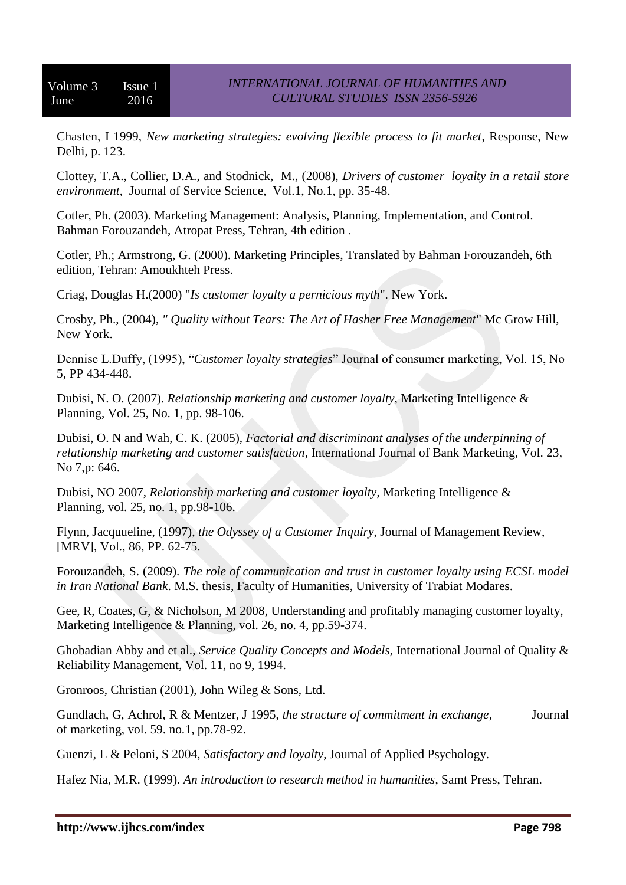Chasten, I 1999, *New marketing strategies: evolving flexible process to fit market*, Response, New Delhi, p. 123.

Clottey, T.A., Collier, D.A., and Stodnick, M., (2008), *Drivers of customer loyalty in a retail store environment*, Journal of Service Science, Vol.1, No.1, pp. 35-48.

Cotler, Ph. (2003). Marketing Management: Analysis, Planning, Implementation, and Control. Bahman Forouzandeh, Atropat Press, Tehran, 4th edition .

Cotler, Ph.; Armstrong, G. (2000). Marketing Principles, Translated by Bahman Forouzandeh, 6th edition, Tehran: Amoukhteh Press.

Criag, Douglas H.(2000) "*Is customer loyalty a pernicious myth*". New York.

Crosby, Ph., (2004), *" Quality without Tears: The Art of Hasher Free Management*" Mc Grow Hill, New York.

Dennise L.Duffy, (1995), "*Customer loyalty strategies*" Journal of consumer marketing, Vol. 15, No 5, PP 434-448.

Dubisi, N. O. (2007). *Relationship marketing and customer loyalty*, Marketing Intelligence & Planning, Vol. 25, No. 1, pp. 98-106.

Dubisi, O. N and Wah, C. K. (2005), *Factorial and discriminant analyses of the underpinning of relationship marketing and customer satisfaction*, International Journal of Bank Marketing, Vol. 23, No 7,p: 646.

Dubisi, NO 2007, *Relationship marketing and customer loyalty*, Marketing Intelligence & Planning, vol. 25, no. 1, pp.98-106.

Flynn, Jacquueline, (1997), *the Odyssey of a Customer Inquiry*, Journal of Management Review, [MRV], Vol., 86, PP. 62-75.

Forouzandeh, S. (2009). *The role of communication and trust in customer loyalty using ECSL model in Iran National Bank*. M.S. thesis, Faculty of Humanities, University of Trabiat Modares.

Gee, R, Coates, G, & Nicholson, M 2008, Understanding and profitably managing customer loyalty, Marketing Intelligence & Planning, vol. 26, no. 4, pp.59-374.

Ghobadian Abby and et al., *Service Quality Concepts and Models*, International Journal of Quality & Reliability Management, Vol. 11, no 9, 1994.

Gronroos, Christian (2001), John Wileg & Sons, Ltd.

Gundlach, G, Achrol, R & Mentzer, J 1995, *the structure of commitment in exchange*, Journal of marketing, vol. 59. no.1, pp.78-92.

Guenzi, L & Peloni, S 2004, *Satisfactory and loyalty*, Journal of Applied Psychology.

Hafez Nia, M.R. (1999). *An introduction to research method in humanities*, Samt Press, Tehran.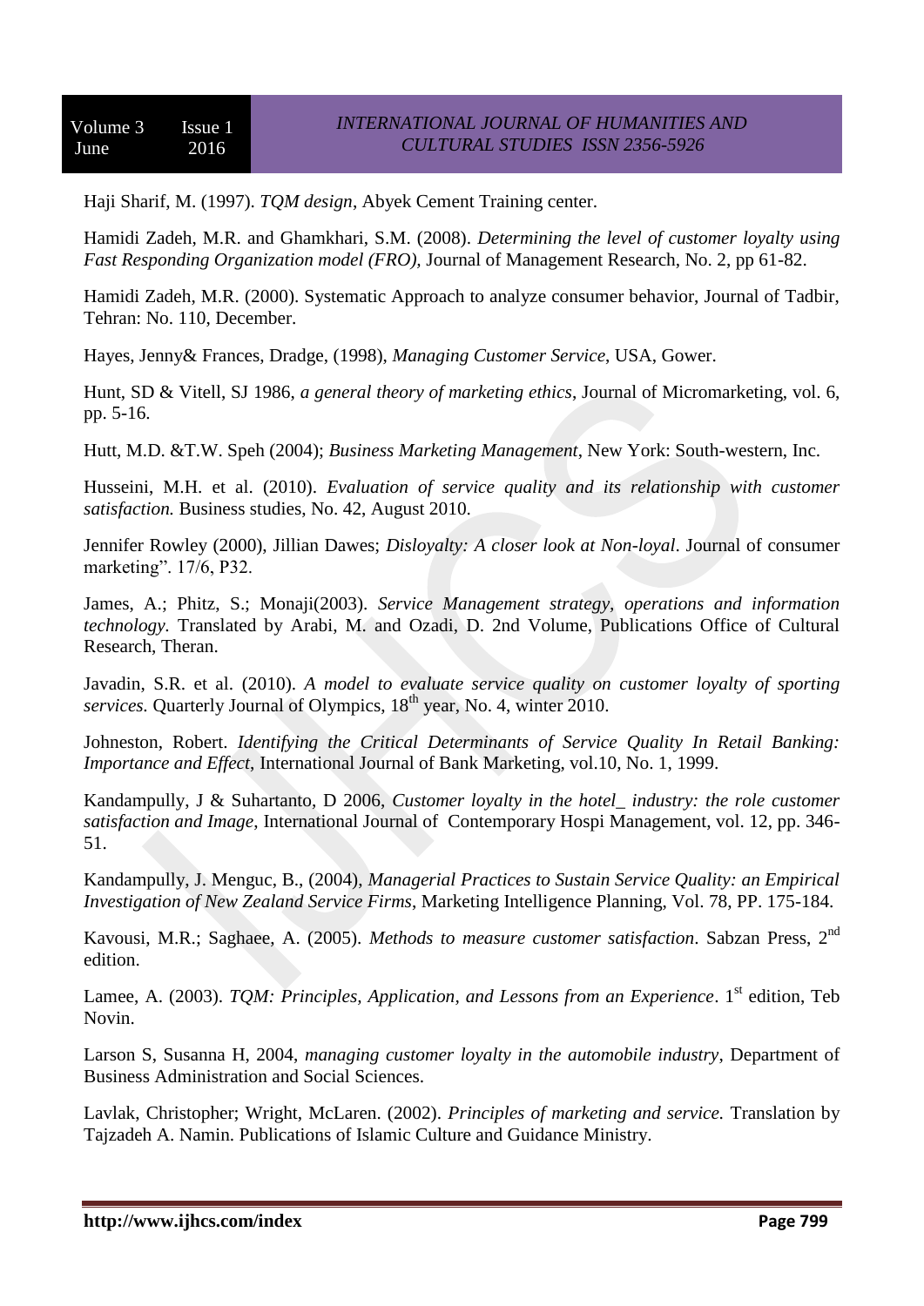Haji Sharif, M. (1997). *TQM design*, Abyek Cement Training center.

Hamidi Zadeh, M.R. and Ghamkhari, S.M. (2008). *Determining the level of customer loyalty using Fast Responding Organization model (FRO),* Journal of Management Research, No. 2, pp 61-82.

Hamidi Zadeh, M.R. (2000). Systematic Approach to analyze consumer behavior, Journal of Tadbir, Tehran: No. 110, December.

Hayes, Jenny& Frances, Dradge, (1998), *Managing Customer Service*, USA, Gower.

Hunt, SD & Vitell, SJ 1986, *a general theory of marketing ethics*, Journal of Micromarketing, vol. 6, pp. 5-16.

Hutt, M.D. &T.W. Speh (2004); *Business Marketing Management*, New York: South-western, Inc.

Husseini, M.H. et al. (2010). *Evaluation of service quality and its relationship with customer satisfaction.* Business studies, No. 42, August 2010.

Jennifer Rowley (2000), Jillian Dawes; *Disloyalty: A closer look at Non-loyal*. Journal of consumer marketing". 17/6, P32.

James, A.; Phitz, S.; Monaji(2003). *Service Management strategy, operations and information technology*. Translated by Arabi, M. and Ozadi, D. 2nd Volume, Publications Office of Cultural Research, Theran.

Javadin, S.R. et al. (2010). *A model to evaluate service quality on customer loyalty of sporting services.* Quarterly Journal of Olympics, 18th year, No. 4, winter 2010.

Johneston, Robert. *Identifying the Critical Determinants of Service Quality In Retail Banking: Importance and Effect*, International Journal of Bank Marketing, vol.10, No. 1, 1999.

Kandampully, J & Suhartanto, D 2006, *Customer loyalty in the hotel_ industry: the role customer satisfaction and Image*, International Journal of Contemporary Hospi Management, vol. 12, pp. 346-51.

Kandampully, J. Menguc, B., (2004), *Managerial Practices to Sustain Service Quality: an Empirical Investigation of New Zealand Service Firms*, Marketing Intelligence Planning, Vol. 78, PP. 175-184.

Kavousi, M.R.; Saghaee, A. (2005). *Methods to measure customer satisfaction*. Sabzan Press, 2nd edition.

Lamee, A. (2003). *TQM: Principles, Application, and Lessons from an Experience*. 1st edition, Teb Novin.

Larson S, Susanna H, 2004, *managing customer loyalty in the automobile industry*, Department of Business Administration and Social Sciences.

Lavlak, Christopher; Wright, McLaren. (2002). *Principles of marketing and service.* Translation by Tajzadeh A. Namin. Publications of Islamic Culture and Guidance Ministry.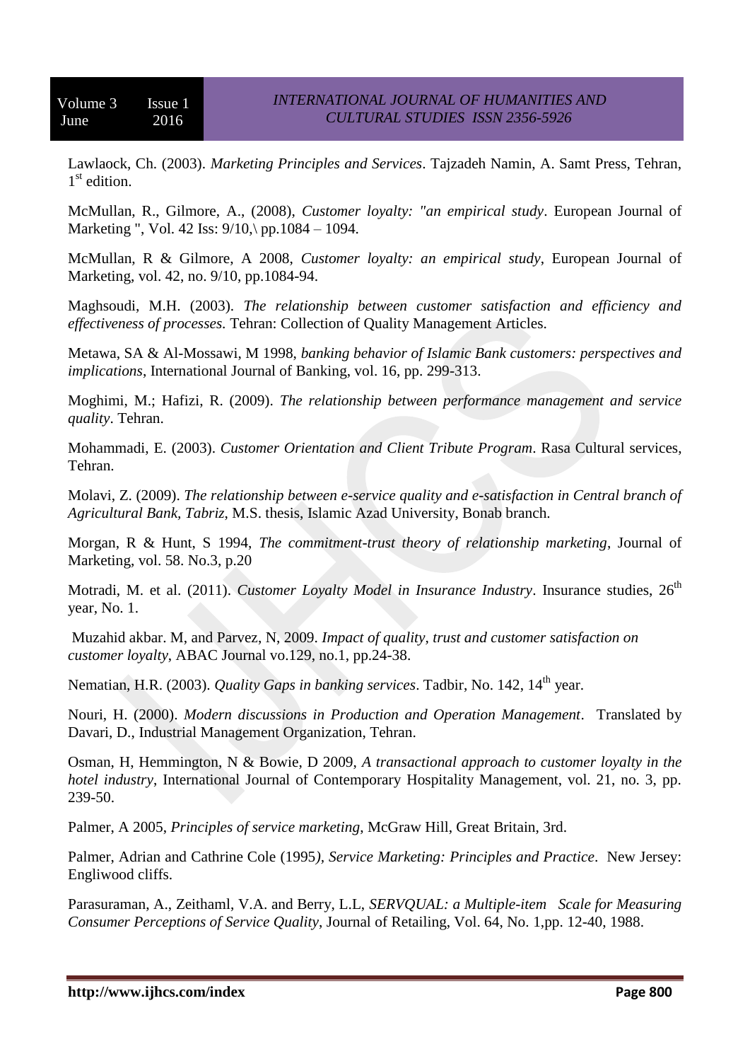Lawlaock, Ch. (2003). *Marketing Principles and Services*. Tajzadeh Namin, A. Samt Press, Tehran, 1st edition.

McMullan, R., Gilmore, A., (2008), *Customer loyalty: "an empirical study*. European Journal of Marketing ", Vol. 42 Iss: 9/10,\ pp.1084 – 1094.

McMullan, R & Gilmore, A 2008, *Customer loyalty: an empirical study*, European Journal of Marketing, vol. 42, no. 9/10, pp.1084-94.

Maghsoudi, M.H. (2003). *The relationship between customer satisfaction and efficiency and effectiveness of processes.* Tehran: Collection of Quality Management Articles.

Metawa, SA & Al-Mossawi, M 1998, *banking behavior of Islamic Bank customers: perspectives and implications*, International Journal of Banking, vol. 16, pp. 299-313.

Moghimi, M.; Hafizi, R. (2009). *The relationship between performance management and service quality*. Tehran.

Mohammadi, E. (2003). *Customer Orientation and Client Tribute Program*. Rasa Cultural services, Tehran.

Molavi, Z. (2009). *The relationship between e-service quality and e-satisfaction in Central branch of Agricultural Bank, Tabriz*, M.S. thesis, Islamic Azad University, Bonab branch.

Morgan, R & Hunt, S 1994, *The commitment-trust theory of relationship marketing*, Journal of Marketing, vol. 58. No.3, p.20

Motradi, M. et al. (2011). *Customer Loyalty Model in Insurance Industry*. Insurance studies, 26th year, No. 1.

Muzahid akbar. M, and Parvez, N, 2009. *Impact of quality, trust and customer satisfaction on customer loyalty*, ABAC Journal vo.129, no.1, pp.24-38.

Nematian, H.R. (2003). *Quality Gaps in banking services*. Tadbir, No. 142, 14th year.

Nouri, H. (2000). *Modern discussions in Production and Operation Management*. Translated by Davari, D., Industrial Management Organization, Tehran.

Osman, H, Hemmington, N & Bowie, D 2009, *A transactional approach to customer loyalty in the hotel industry*, International Journal of Contemporary Hospitality Management, vol. 21, no. 3, pp. 239-50.

Palmer, A 2005, *Principles of service marketing,* McGraw Hill, Great Britain, 3rd.

Palmer, Adrian and Cathrine Cole (1995*), Service Marketing: Principles and Practice*. New Jersey: Engliwood cliffs.

Parasuraman, A., Zeithaml, V.A. and Berry, L.L, *SERVQUAL: a Multiple-item Scale for Measuring Consumer Perceptions of Service Quality*, Journal of Retailing, Vol. 64, No. 1,pp. 12-40, 1988.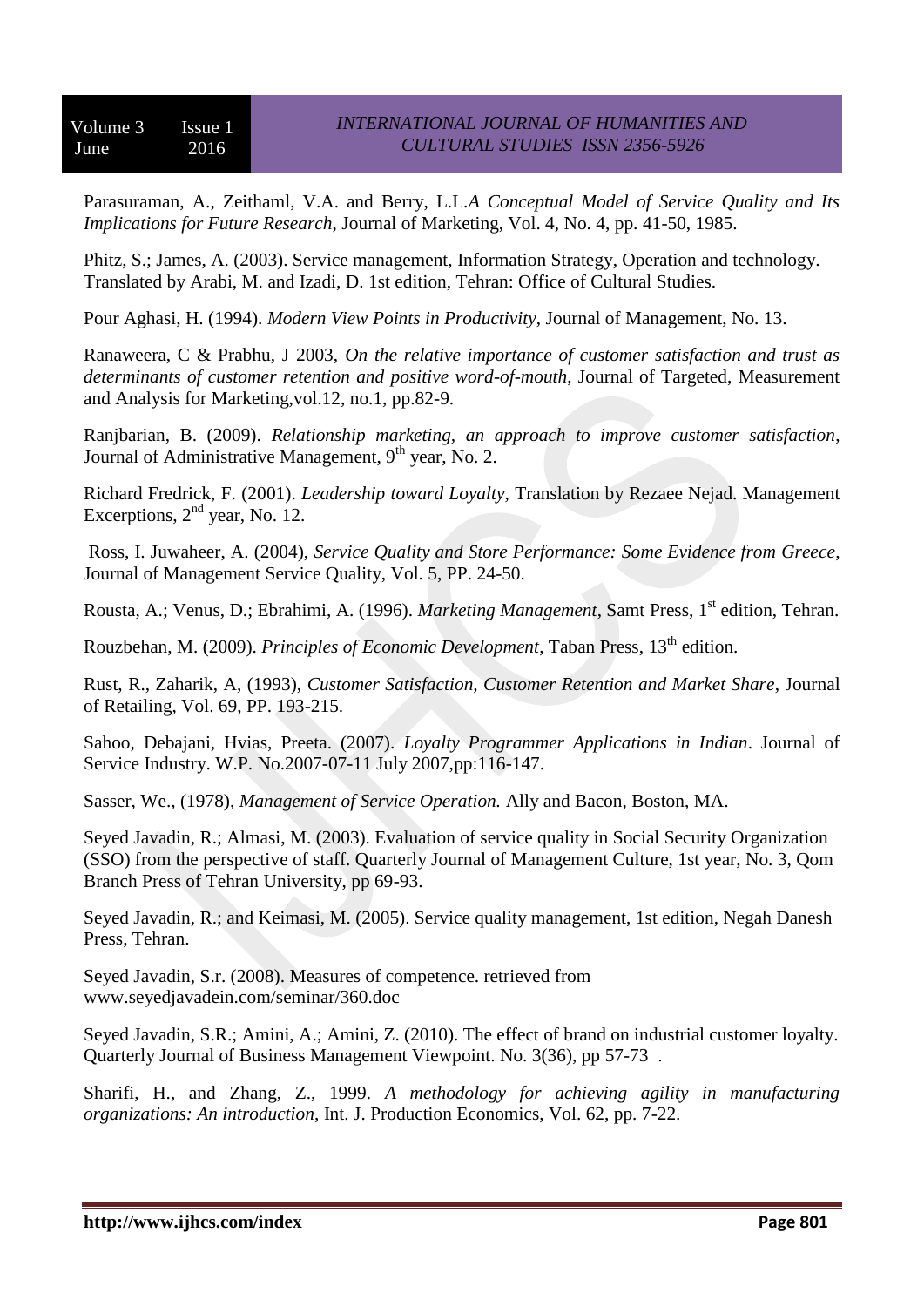Parasuraman, A., Zeithaml, V.A. and Berry, L.L.*A Conceptual Model of Service Quality and Its Implications for Future Research*, Journal of Marketing, Vol. 4, No. 4, pp. 41-50, 1985.

Phitz, S.; James, A. (2003). Service management, Information Strategy, Operation and technology. Translated by Arabi, M. and Izadi, D. 1st edition, Tehran: Office of Cultural Studies.

Pour Aghasi, H. (1994). *Modern View Points in Productivity*, Journal of Management, No. 13.

Ranaweera, C & Prabhu, J 2003, *On the relative importance of customer satisfaction and trust as determinants of customer retention and positive word-of-mouth*, Journal of Targeted, Measurement and Analysis for Marketing,vol.12, no.1, pp.82-9.

Ranjbarian, B. (2009). *Relationship marketing, an approach to improve customer satisfaction*, Journal of Administrative Management, 9th year, No. 2.

Richard Fredrick, F. (2001). *Leadership toward Loyalty*, Translation by Rezaee Nejad. Management Excerptions, 2nd year, No. 12.

Ross, I. Juwaheer, A. (2004), *Service Quality and Store Performance: Some Evidence from Greece*, Journal of Management Service Quality, Vol. 5, PP. 24-50.

Rousta, A.; Venus, D.; Ebrahimi, A. (1996). *Marketing Management*, Samt Press, 1st edition, Tehran.

Rouzbehan, M. (2009). *Principles of Economic Development*, Taban Press, 13th edition.

Rust, R., Zaharik, A, (1993), *Customer Satisfaction, Customer Retention and Market Share*, Journal of Retailing, Vol. 69, PP. 193-215.

Sahoo, Debajani, Hvias, Preeta. (2007). *Loyalty Programmer Applications in Indian*. Journal of Service Industry. W.P. No.2007-07-11 July 2007,pp:116-147.

Sasser, We., (1978), *Management of Service Operation.* Ally and Bacon, Boston, MA.

Seyed Javadin, R.; Almasi, M. (2003). Evaluation of service quality in Social Security Organization (SSO) from the perspective of staff. Quarterly Journal of Management Culture, 1st year, No. 3, Qom Branch Press of Tehran University, pp 69-93.

Seyed Javadin, R.; and Keimasi, M. (2005). Service quality management, 1st edition, Negah Danesh Press, Tehran.

Seyed Javadin, S.r. (2008). Measures of competence. retrieved from www.seyedjavadein.com/seminar/360.doc

Seyed Javadin, S.R.; Amini, A.; Amini, Z. (2010). The effect of brand on industrial customer loyalty. Quarterly Journal of Business Management Viewpoint. No. 3(36), pp 57-73 .

Sharifi, H., and Zhang, Z., 1999. *A methodology for achieving agility in manufacturing organizations: An introduction*, Int. J. Production Economics, Vol. 62, pp. 7-22.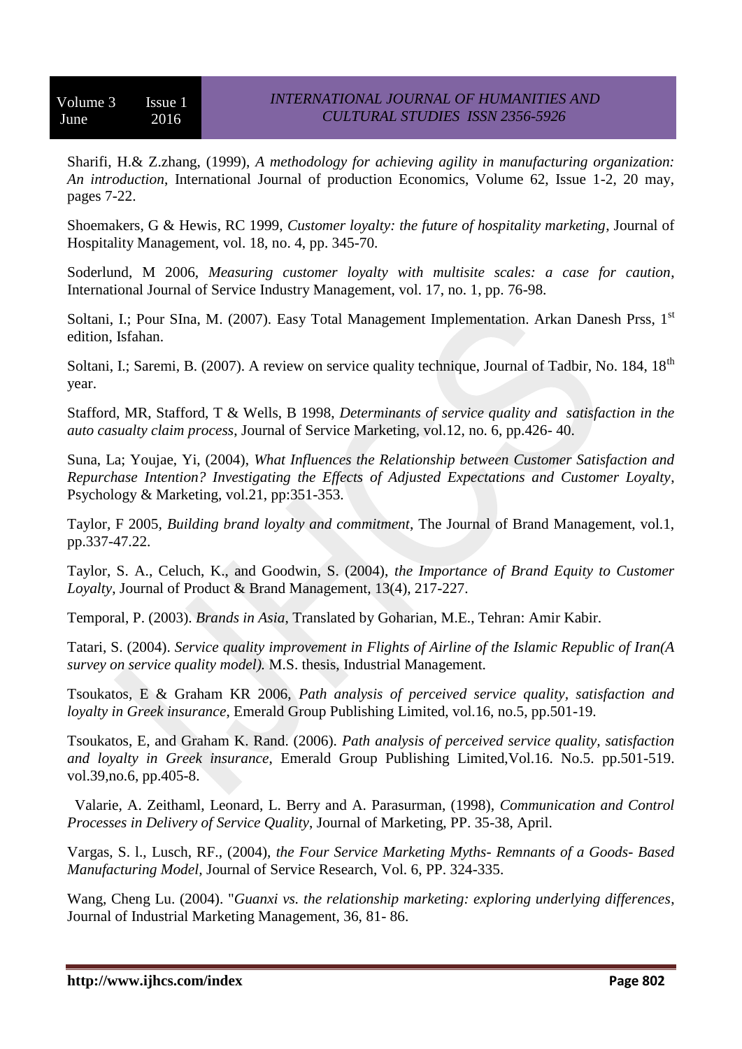Sharifi, H.& Z.zhang, (1999), *A methodology for achieving agility in manufacturing organization: An introduction*, International Journal of production Economics, Volume 62, Issue 1-2, 20 may, pages 7-22.

Shoemakers, G & Hewis, RC 1999, *Customer loyalty: the future of hospitality marketing*, Journal of Hospitality Management, vol. 18, no. 4, pp. 345-70.

Soderlund, M 2006, *Measuring customer loyalty with multisite scales: a case for caution*, International Journal of Service Industry Management, vol. 17, no. 1, pp. 76-98.

Soltani, I.; Pour SIna, M. (2007). Easy Total Management Implementation. Arkan Danesh Prss, 1st edition, Isfahan.

Soltani, I.; Saremi, B. (2007). A review on service quality technique, Journal of Tadbir, No. 184, 18th year.

Stafford, MR, Stafford, T & Wells, B 1998, *Determinants of service quality and satisfaction in the auto casualty claim process*, Journal of Service Marketing, vol.12, no. 6, pp.426- 40.

Suna, La; Youjae, Yi, (2004), *What Influences the Relationship between Customer Satisfaction and Repurchase Intention? Investigating the Effects of Adjusted Expectations and Customer Loyalty*, Psychology & Marketing, vol.21, pp:351-353.

Taylor, F 2005, *Building brand loyalty and commitment*, The Journal of Brand Management, vol.1, pp.337-47.22.

Taylor, S. A., Celuch, K., and Goodwin, S. (2004), *the Importance of Brand Equity to Customer Loyalty*, Journal of Product & Brand Management, 13(4), 217-227.

Temporal, P. (2003). *Brands in Asia*, Translated by Goharian, M.E., Tehran: Amir Kabir.

Tatari, S. (2004). *Service quality improvement in Flights of Airline of the Islamic Republic of Iran(A survey on service quality model).* M.S. thesis, Industrial Management.

Tsoukatos, E & Graham KR 2006, *Path analysis of perceived service quality, satisfaction and loyalty in Greek insurance*, Emerald Group Publishing Limited, vol.16, no.5, pp.501-19.

Tsoukatos, E, and Graham K. Rand. (2006). *Path analysis of perceived service quality, satisfaction and loyalty in Greek insurance*, Emerald Group Publishing Limited,Vol.16. No.5. pp.501-519. vol.39,no.6, pp.405-8.

Valarie, A. Zeithaml, Leonard, L. Berry and A. Parasurman, (1998), *Communication and Control Processes in Delivery of Service Quality*, Journal of Marketing, PP. 35-38, April.

Vargas, S. l., Lusch, RF., (2004), *the Four Service Marketing Myths- Remnants of a Goods- Based Manufacturing Model*, Journal of Service Research, Vol. 6, PP. 324-335.

Wang, Cheng Lu. (2004). "*Guanxi vs. the relationship marketing: exploring underlying differences*, Journal of Industrial Marketing Management, 36, 81- 86.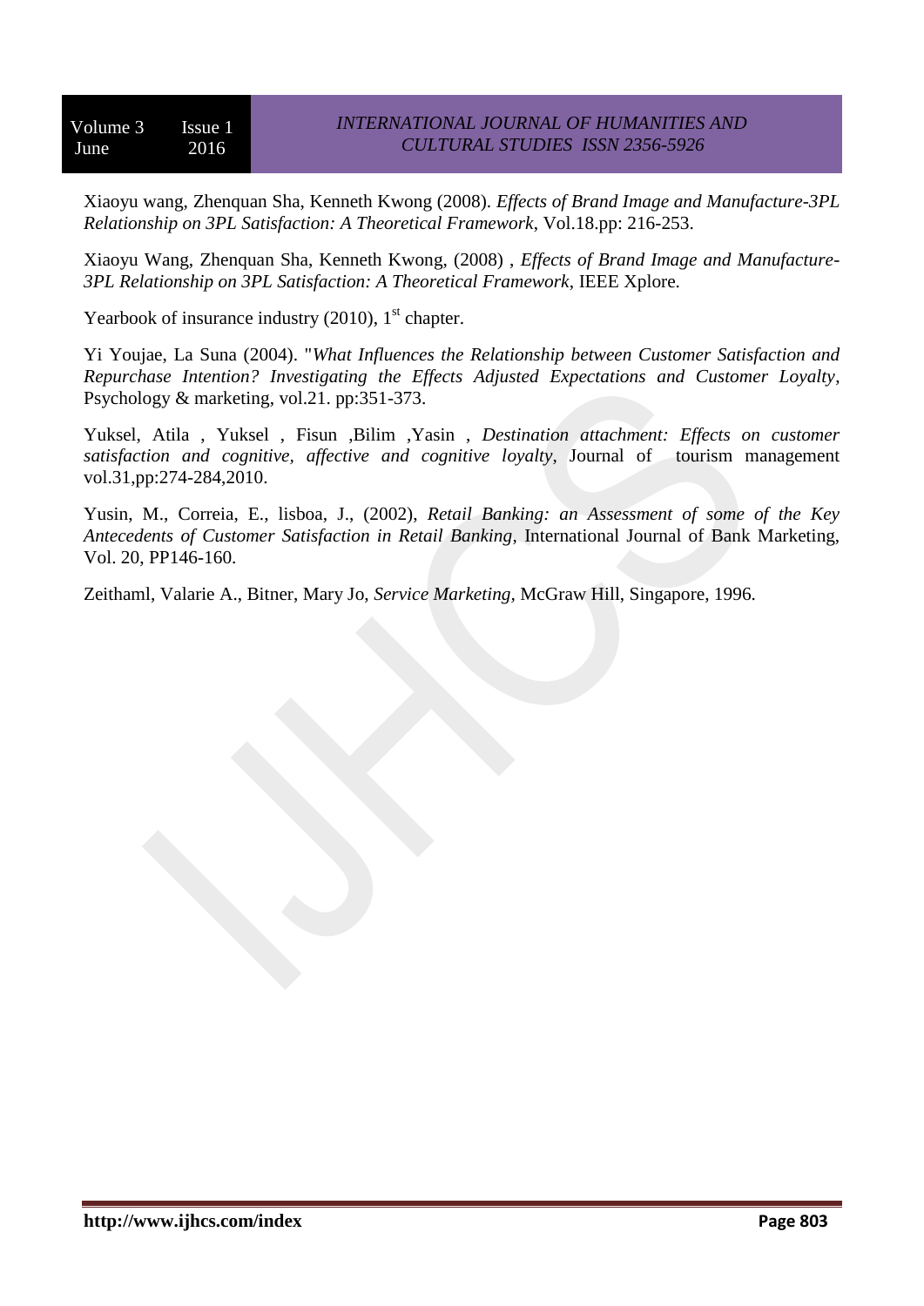Xiaoyu wang, Zhenquan Sha, Kenneth Kwong (2008). *Effects of Brand Image and Manufacture-3PL Relationship on 3PL Satisfaction: A Theoretical Framework*, Vol.18.pp: 216-253.

Xiaoyu Wang, Zhenquan Sha, Kenneth Kwong, (2008) , *Effects of Brand Image and Manufacture-3PL Relationship on 3PL Satisfaction: A Theoretical Framework*, IEEE Xplore.

Yearbook of insurance industry (2010), 1st chapter.

Yi Youjae, La Suna (2004). "*What Influences the Relationship between Customer Satisfaction and Repurchase Intention? Investigating the Effects Adjusted Expectations and Customer Loyalty*, Psychology & marketing, vol.21. pp:351-373.

Yuksel, Atila , Yuksel , Fisun ,Bilim ,Yasin , *Destination attachment: Effects on customer satisfaction and cognitive, affective and cognitive loyalty*, Journal of tourism management vol.31,pp:274-284,2010.

Yusin, M., Correia, E., lisboa, J., (2002), *Retail Banking: an Assessment of some of the Key Antecedents of Customer Satisfaction in Retail Banking*, International Journal of Bank Marketing, Vol. 20, PP146-160.

Zeithaml, Valarie A., Bitner, Mary Jo, *Service Marketing*, McGraw Hill, Singapore, 1996.